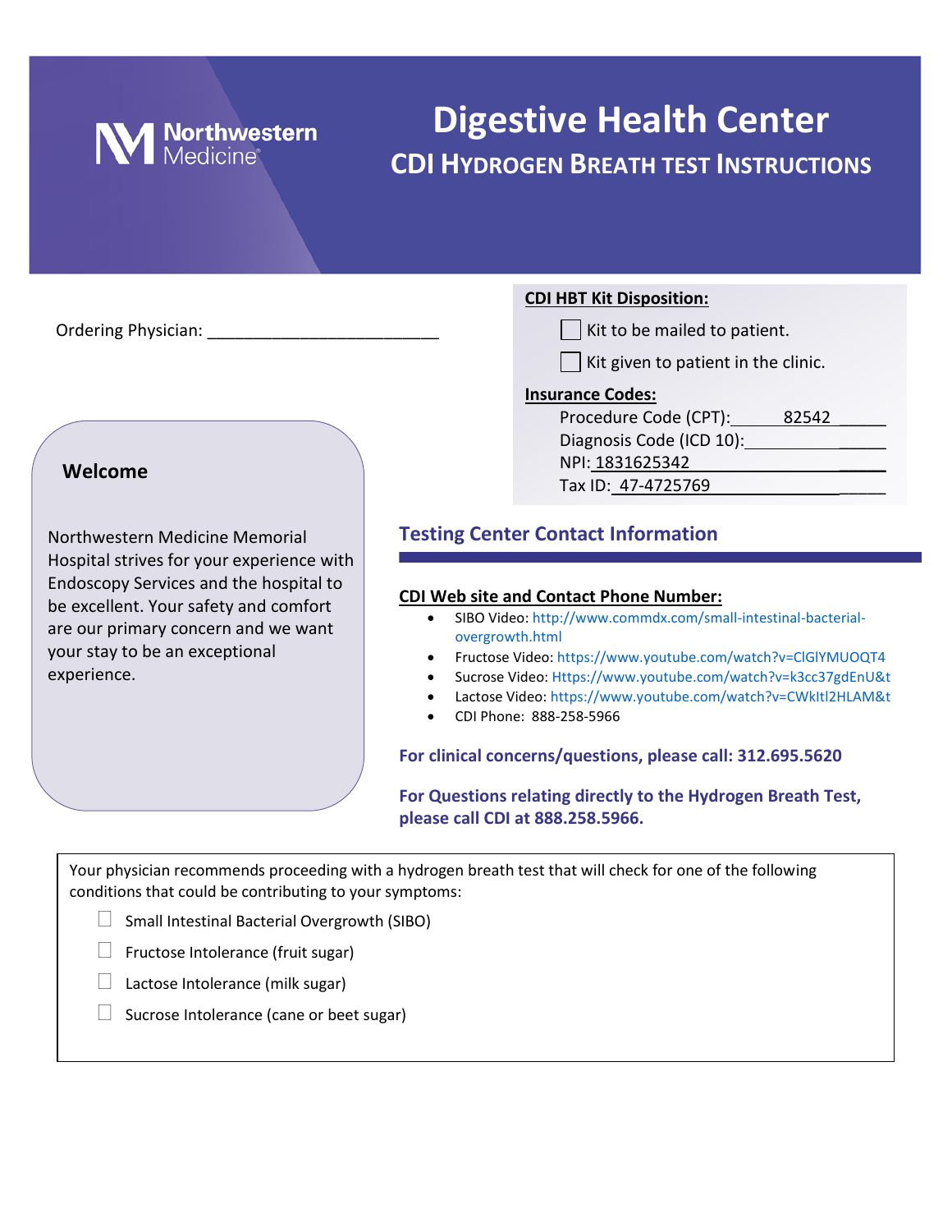Northwestern Medicine

# Digestive Health Center

## CDI Hydrogen Breath Test Instructions

Ordering Physician: \_\_\_\_\_\_\_\_\_\_\_\_\_\_\_\_\_\_\_\_\_\_\_\_\_

**CDI HBT Kit Disposition:**

- ☐ Kit to be mailed to patient.
- ☐ Kit given to patient in the clinic.

**Insurance Codes:**

Procedure Code (CPT): 82542

Diagnosis Code (ICD 10): \_\_\_\_\_\_\_\_\_\_\_\_\_\_\_\_

NPI: 1831625342

Tax ID: 47-4725769

### Welcome

Northwestern Medicine Memorial Hospital strives for your experience with Endoscopy Services and the hospital to be excellent. Your safety and comfort are our primary concern and we want your stay to be an exceptional experience.

## Testing Center Contact Information

**CDI Web site and Contact Phone Number:**

- SIBO Video: http://www.commdx.com/small-intestinal-bacterial-overgrowth.html
- Fructose Video: https://www.youtube.com/watch?v=ClGlYMUOQT4
- Sucrose Video: Https://www.youtube.com/watch?v=k3cc37gdEnU&t
- Lactose Video: https://www.youtube.com/watch?v=CWkItl2HLAM&t
- CDI Phone: 888-258-5966

**For clinical concerns/questions, please call: 312.695.5620**

**For Questions relating directly to the Hydrogen Breath Test, please call CDI at 888.258.5966.**

Your physician recommends proceeding with a hydrogen breath test that will check for one of the following conditions that could be contributing to your symptoms:

- ☐ Small Intestinal Bacterial Overgrowth (SIBO)
- ☐ Fructose Intolerance (fruit sugar)
- ☐ Lactose Intolerance (milk sugar)
- ☐ Sucrose Intolerance (cane or beet sugar)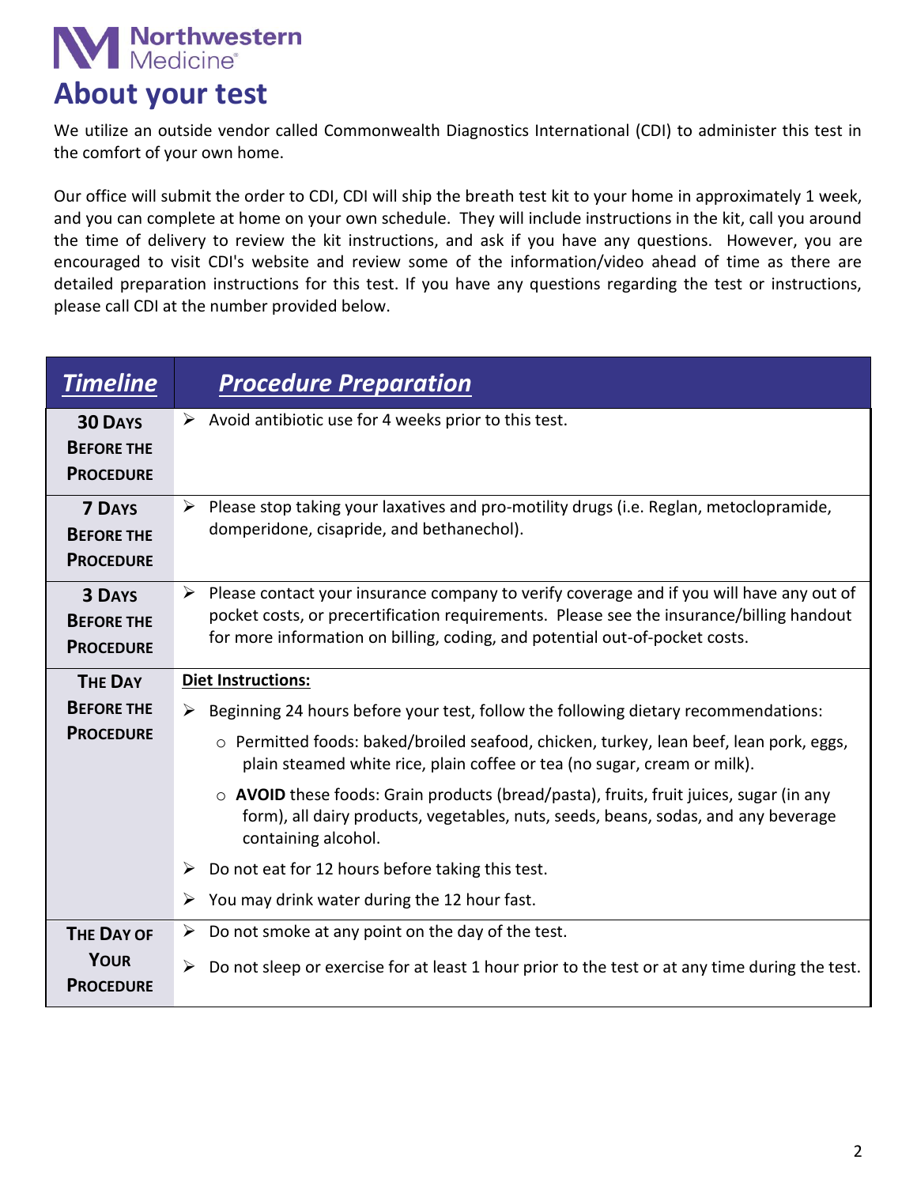Northwestern Medicine®

# About your test

We utilize an outside vendor called Commonwealth Diagnostics International (CDI) to administer this test in the comfort of your own home.

Our office will submit the order to CDI, CDI will ship the breath test kit to your home in approximately 1 week, and you can complete at home on your own schedule. They will include instructions in the kit, call you around the time of delivery to review the kit instructions, and ask if you have any questions. However, you are encouraged to visit CDI's website and review some of the information/video ahead of time as there are detailed preparation instructions for this test. If you have any questions regarding the test or instructions, please call CDI at the number provided below.

| ***Timeline*** | ***Procedure Preparation*** |
|---|---|
| **30 Days Before the Procedure** | ➢ Avoid antibiotic use for 4 weeks prior to this test. |
| **7 Days Before the Procedure** | ➢ Please stop taking your laxatives and pro-motility drugs (i.e. Reglan, metoclopramide, domperidone, cisapride, and bethanechol). |
| **3 Days Before the Procedure** | ➢ Please contact your insurance company to verify coverage and if you will have any out of pocket costs, or precertification requirements. Please see the insurance/billing handout for more information on billing, coding, and potential out-of-pocket costs. |
| **The Day Before the Procedure** | **Diet Instructions:**<br>➢ Beginning 24 hours before your test, follow the following dietary recommendations:<br>○ Permitted foods: baked/broiled seafood, chicken, turkey, lean beef, lean pork, eggs, plain steamed white rice, plain coffee or tea (no sugar, cream or milk).<br>○ **AVOID** these foods: Grain products (bread/pasta), fruits, fruit juices, sugar (in any form), all dairy products, vegetables, nuts, seeds, beans, sodas, and any beverage containing alcohol.<br>➢ Do not eat for 12 hours before taking this test.<br>➢ You may drink water during the 12 hour fast. |
| **The Day of Your Procedure** | ➢ Do not smoke at any point on the day of the test.<br>➢ Do not sleep or exercise for at least 1 hour prior to the test or at any time during the test. |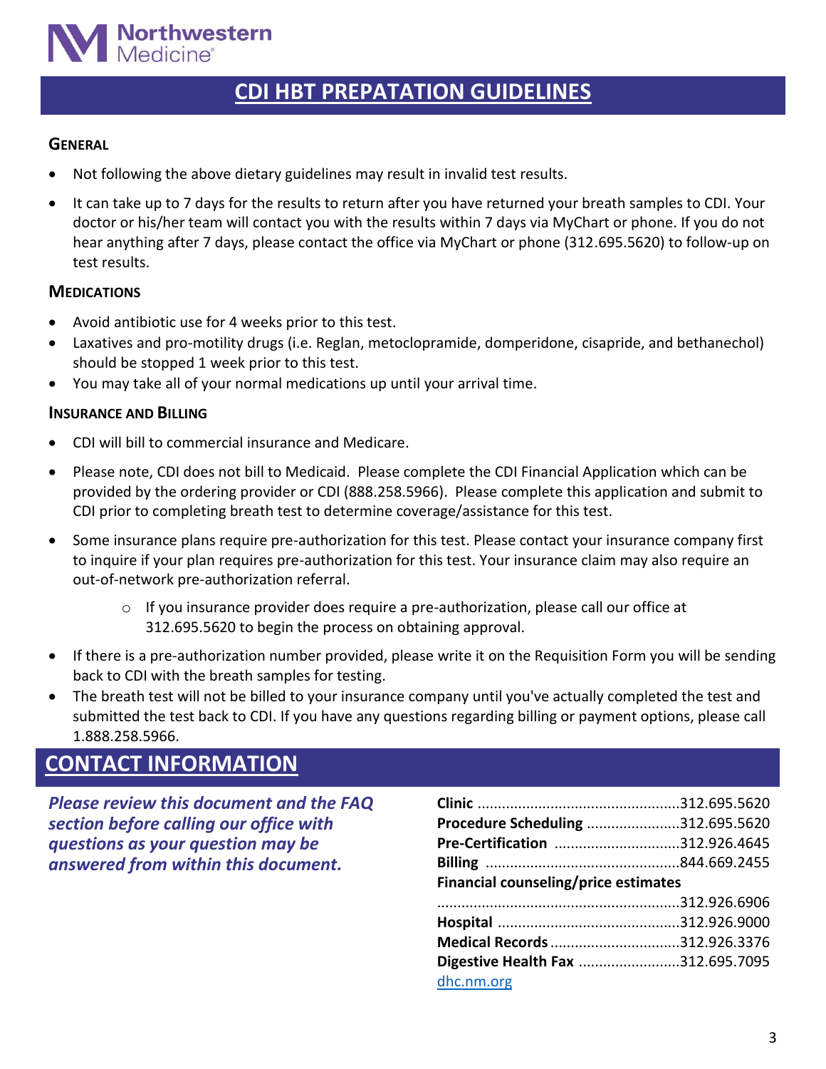Northwestern Medicine®

# CDI HBT PREPATATION GUIDELINES

### GENERAL

- Not following the above dietary guidelines may result in invalid test results.
- It can take up to 7 days for the results to return after you have returned your breath samples to CDI. Your doctor or his/her team will contact you with the results within 7 days via MyChart or phone. If you do not hear anything after 7 days, please contact the office via MyChart or phone (312.695.5620) to follow-up on test results.

### MEDICATIONS

- Avoid antibiotic use for 4 weeks prior to this test.
- Laxatives and pro-motility drugs (i.e. Reglan, metoclopramide, domperidone, cisapride, and bethanechol) should be stopped 1 week prior to this test.
- You may take all of your normal medications up until your arrival time.

### INSURANCE AND BILLING

- CDI will bill to commercial insurance and Medicare.
- Please note, CDI does not bill to Medicaid. Please complete the CDI Financial Application which can be provided by the ordering provider or CDI (888.258.5966). Please complete this application and submit to CDI prior to completing breath test to determine coverage/assistance for this test.
- Some insurance plans require pre-authorization for this test. Please contact your insurance company first to inquire if your plan requires pre-authorization for this test. Your insurance claim may also require an out-of-network pre-authorization referral.
    - If you insurance provider does require a pre-authorization, please call our office at 312.695.5620 to begin the process on obtaining approval.
- If there is a pre-authorization number provided, please write it on the Requisition Form you will be sending back to CDI with the breath samples for testing.
- The breath test will not be billed to your insurance company until you've actually completed the test and submitted the test back to CDI. If you have any questions regarding billing or payment options, please call 1.888.258.5966.

## CONTACT INFORMATION

***Please review this document and the FAQ section before calling our office with questions as your question may be answered from within this document.***

**Clinic** .................................................312.695.5620
**Procedure Scheduling** .......................312.695.5620
**Pre-Certification** ...............................312.926.4645
**Billing** ...............................................844.669.2455
**Financial counseling/price estimates**
...........................................................312.926.6906
**Hospital** ............................................312.926.9000
**Medical Records** ...............................312.926.3376
**Digestive Health Fax** .........................312.695.7095
dhc.nm.org